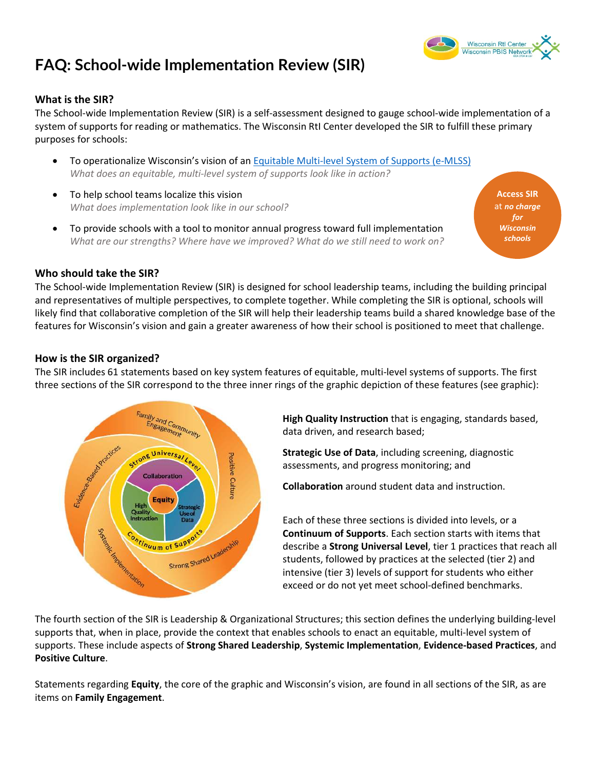# FAQ: School-wide Implementation Review (SIR)

### What is the SIR?

The School-wide Implementation Review (SIR) is a self-assessment designed to gauge school-wide implementation of a system of supports for reading or mathematics. The Wisconsin RtI Center developed the SIR to fulfill these primary purposes for schools:

- To operationalize Wisconsin's vision of an Equitable Multi-level System of Supports (e-MLSS)
  *What does an equitable, multi-level system of supports look like in action?*
- To help school teams localize this vision
  *What does implementation look like in our school?*
- To provide schools with a tool to monitor annual progress toward full implementation
  *What are our strengths? Where have we improved? What do we still need to work on?*

**Access SIR** at ***no charge for Wisconsin schools***

### Who should take the SIR?

The School-wide Implementation Review (SIR) is designed for school leadership teams, including the building principal and representatives of multiple perspectives, to complete together. While completing the SIR is optional, schools will likely find that collaborative completion of the SIR will help their leadership teams build a shared knowledge base of the features for Wisconsin's vision and gain a greater awareness of how their school is positioned to meet that challenge.

### How is the SIR organized?

The SIR includes 61 statements based on key system features of equitable, multi-level systems of supports. The first three sections of the SIR correspond to the three inner rings of the graphic depiction of these features (see graphic):

**High Quality Instruction** that is engaging, standards based, data driven, and research based;

**Strategic Use of Data**, including screening, diagnostic assessments, and progress monitoring; and

**Collaboration** around student data and instruction.

Each of these three sections is divided into levels, or a **Continuum of Supports**. Each section starts with items that describe a **Strong Universal Level**, tier 1 practices that reach all students, followed by practices at the selected (tier 2) and intensive (tier 3) levels of support for students who either exceed or do not yet meet school-defined benchmarks.

The fourth section of the SIR is Leadership & Organizational Structures; this section defines the underlying building-level supports that, when in place, provide the context that enables schools to enact an equitable, multi-level system of supports. These include aspects of **Strong Shared Leadership**, **Systemic Implementation**, **Evidence-based Practices**, and **Positive Culture**.

Statements regarding **Equity**, the core of the graphic and Wisconsin's vision, are found in all sections of the SIR, as are items on **Family Engagement**.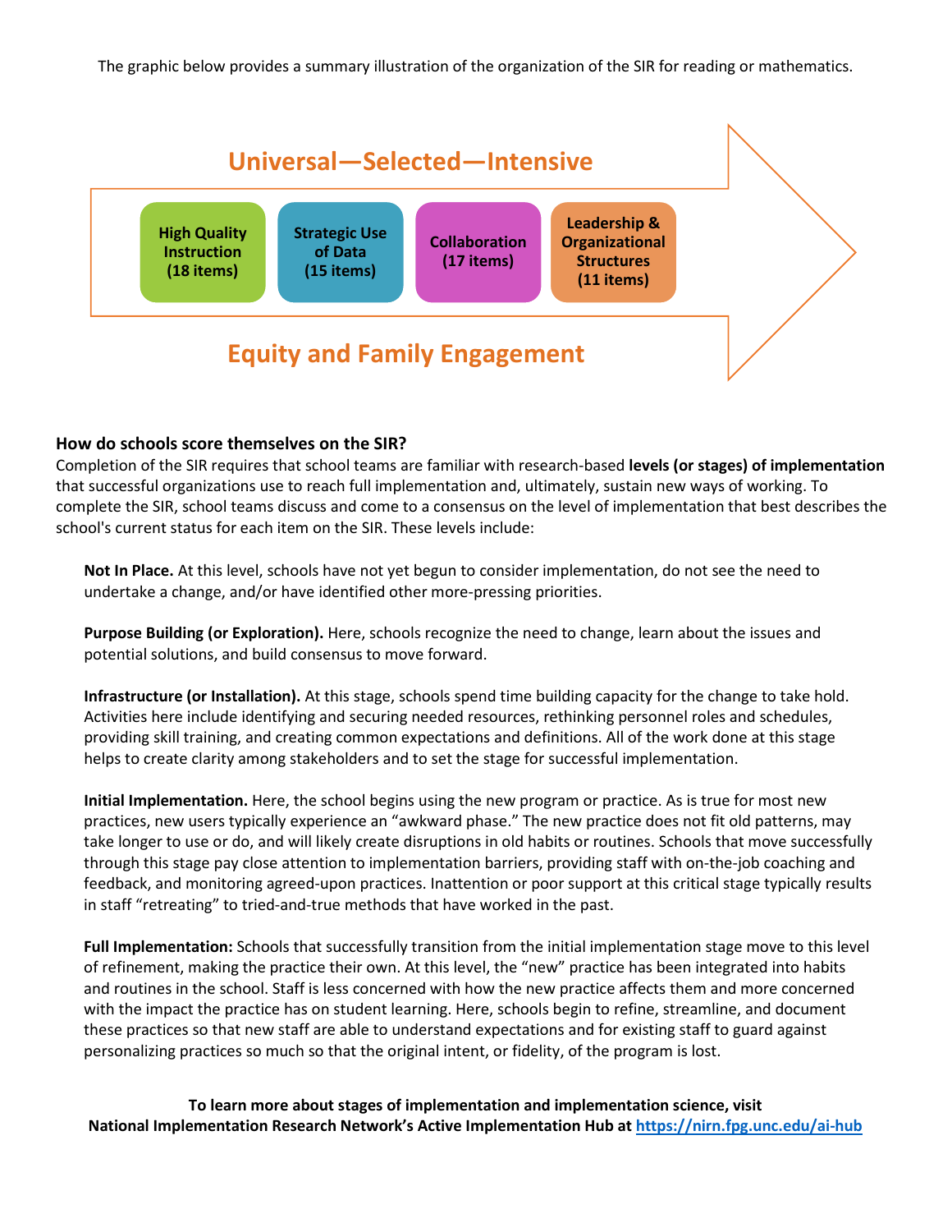The graphic below provides a summary illustration of the organization of the SIR for reading or mathematics.

**Universal—Selected—Intensive**

**High Quality Instruction (18 items)**

**Strategic Use of Data (15 items)**

**Collaboration (17 items)**

**Leadership & Organizational Structures (11 items)**

**Equity and Family Engagement**

### How do schools score themselves on the SIR?

Completion of the SIR requires that school teams are familiar with research-based **levels (or stages) of implementation** that successful organizations use to reach full implementation and, ultimately, sustain new ways of working. To complete the SIR, school teams discuss and come to a consensus on the level of implementation that best describes the school's current status for each item on the SIR. These levels include:

**Not In Place.** At this level, schools have not yet begun to consider implementation, do not see the need to undertake a change, and/or have identified other more-pressing priorities.

**Purpose Building (or Exploration).** Here, schools recognize the need to change, learn about the issues and potential solutions, and build consensus to move forward.

**Infrastructure (or Installation).** At this stage, schools spend time building capacity for the change to take hold. Activities here include identifying and securing needed resources, rethinking personnel roles and schedules, providing skill training, and creating common expectations and definitions. All of the work done at this stage helps to create clarity among stakeholders and to set the stage for successful implementation.

**Initial Implementation.** Here, the school begins using the new program or practice. As is true for most new practices, new users typically experience an "awkward phase." The new practice does not fit old patterns, may take longer to use or do, and will likely create disruptions in old habits or routines. Schools that move successfully through this stage pay close attention to implementation barriers, providing staff with on-the-job coaching and feedback, and monitoring agreed-upon practices. Inattention or poor support at this critical stage typically results in staff "retreating" to tried-and-true methods that have worked in the past.

**Full Implementation:** Schools that successfully transition from the initial implementation stage move to this level of refinement, making the practice their own. At this level, the "new" practice has been integrated into habits and routines in the school. Staff is less concerned with how the new practice affects them and more concerned with the impact the practice has on student learning. Here, schools begin to refine, streamline, and document these practices so that new staff are able to understand expectations and for existing staff to guard against personalizing practices so much so that the original intent, or fidelity, of the program is lost.

**To learn more about stages of implementation and implementation science, visit National Implementation Research Network's Active Implementation Hub at [https://nirn.fpg.unc.edu/ai-hub](https://nirn.fpg.unc.edu/ai-hub)**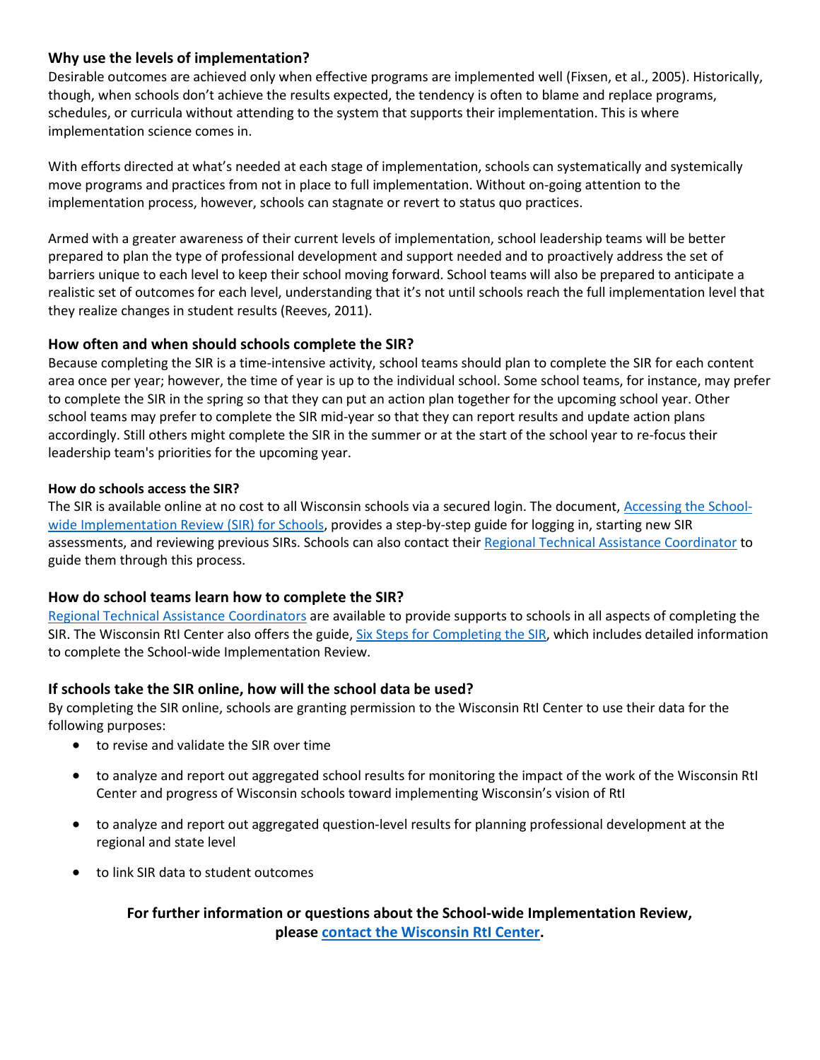### Why use the levels of implementation?

Desirable outcomes are achieved only when effective programs are implemented well (Fixsen, et al., 2005). Historically, though, when schools don't achieve the results expected, the tendency is often to blame and replace programs, schedules, or curricula without attending to the system that supports their implementation. This is where implementation science comes in.

With efforts directed at what's needed at each stage of implementation, schools can systematically and systemically move programs and practices from not in place to full implementation. Without on-going attention to the implementation process, however, schools can stagnate or revert to status quo practices.

Armed with a greater awareness of their current levels of implementation, school leadership teams will be better prepared to plan the type of professional development and support needed and to proactively address the set of barriers unique to each level to keep their school moving forward. School teams will also be prepared to anticipate a realistic set of outcomes for each level, understanding that it's not until schools reach the full implementation level that they realize changes in student results (Reeves, 2011).

### How often and when should schools complete the SIR?

Because completing the SIR is a time-intensive activity, school teams should plan to complete the SIR for each content area once per year; however, the time of year is up to the individual school. Some school teams, for instance, may prefer to complete the SIR in the spring so that they can put an action plan together for the upcoming school year. Other school teams may prefer to complete the SIR mid-year so that they can report results and update action plans accordingly. Still others might complete the SIR in the summer or at the start of the school year to re-focus their leadership team's priorities for the upcoming year.

#### How do schools access the SIR?

The SIR is available online at no cost to all Wisconsin schools via a secured login. The document, Accessing the School-wide Implementation Review (SIR) for Schools, provides a step-by-step guide for logging in, starting new SIR assessments, and reviewing previous SIRs. Schools can also contact their Regional Technical Assistance Coordinator to guide them through this process.

### How do school teams learn how to complete the SIR?

Regional Technical Assistance Coordinators are available to provide supports to schools in all aspects of completing the SIR. The Wisconsin RtI Center also offers the guide, Six Steps for Completing the SIR, which includes detailed information to complete the School-wide Implementation Review.

### If schools take the SIR online, how will the school data be used?

By completing the SIR online, schools are granting permission to the Wisconsin RtI Center to use their data for the following purposes:

- to revise and validate the SIR over time
- to analyze and report out aggregated school results for monitoring the impact of the work of the Wisconsin RtI Center and progress of Wisconsin schools toward implementing Wisconsin's vision of RtI
- to analyze and report out aggregated question-level results for planning professional development at the regional and state level
- to link SIR data to student outcomes

**For further information or questions about the School-wide Implementation Review, please contact the Wisconsin RtI Center.**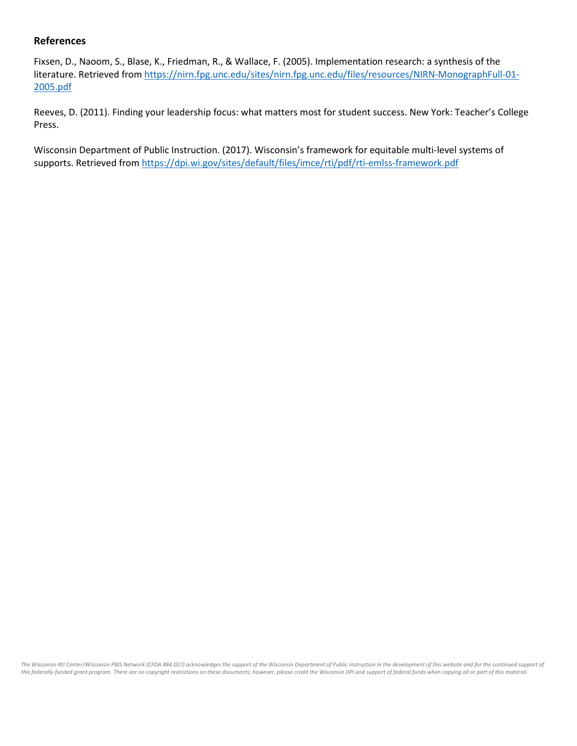## References

Fixsen, D., Naoom, S., Blase, K., Friedman, R., & Wallace, F. (2005). Implementation research: a synthesis of the literature. Retrieved from https://nirn.fpg.unc.edu/sites/nirn.fpg.unc.edu/files/resources/NIRN-MonographFull-01-2005.pdf

Reeves, D. (2011). Finding your leadership focus: what matters most for student success. New York: Teacher's College Press.

Wisconsin Department of Public Instruction. (2017). Wisconsin's framework for equitable multi-level systems of supports. Retrieved from https://dpi.wi.gov/sites/default/files/imce/rti/pdf/rti-emlss-framework.pdf

*The Wisconsin RtI Center/Wisconsin PBIS Network (CFDA #84.027) acknowledges the support of the Wisconsin Department of Public Instruction in the development of this website and for the continued support of this federally-funded grant program. There are no copyright restrictions on these documents; however, please credit the Wisconsin DPI and support of federal funds when copying all or part of this material.*